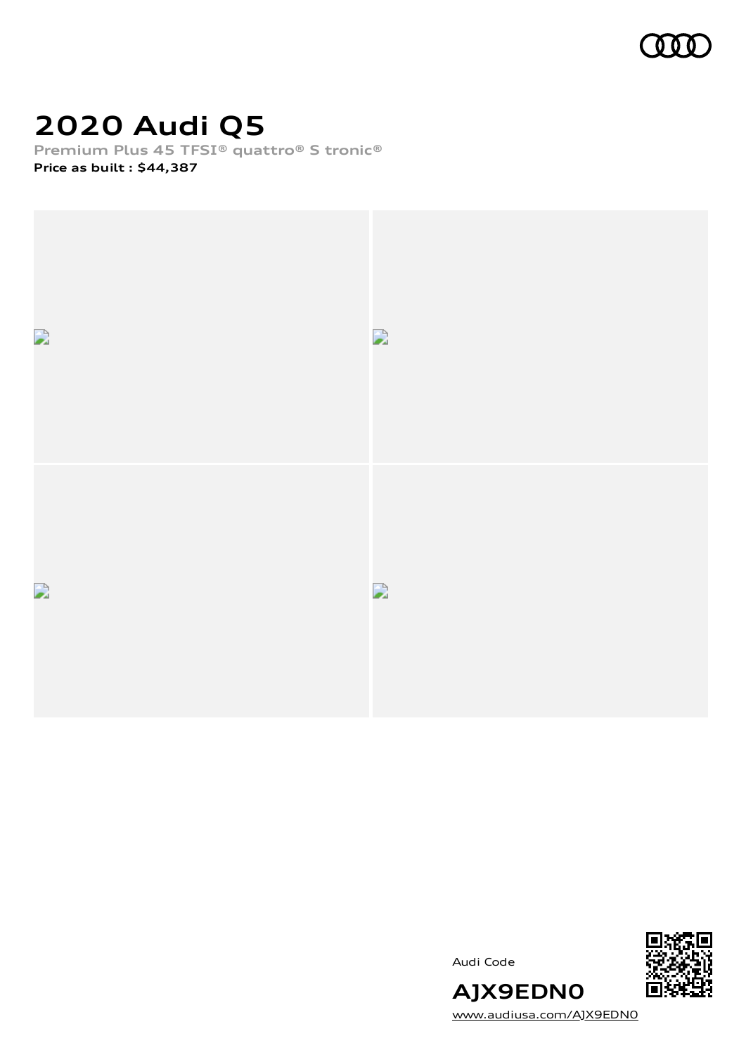# 2020 Audi Q5

Premium Plus 45 TFSI® quattro® S tronic®

**Price as built : $44,387**

Audi Code

**AJX9EDN0**

www.audiusa.com/AJX9EDN0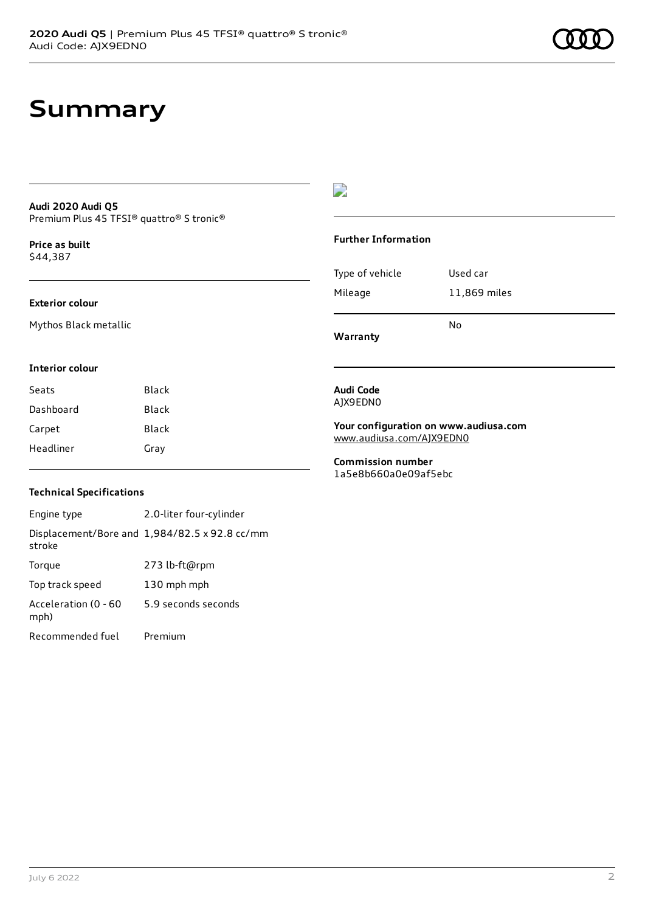# Summary

**Audi 2020 Audi Q5**
Premium Plus 45 TFSI® quattro® S tronic®

**Price as built**
$44,387

### Exterior colour

Mythos Black metallic

### Interior colour

| | |
|---|---|
| Seats | Black |
| Dashboard | Black |
| Carpet | Black |
| Headliner | Gray |

### Technical Specifications

| | |
|---|---|
| Engine type | 2.0-liter four-cylinder |
| Displacement/Bore and stroke | 1,984/82.5 x 92.8 cc/mm |
| Torque | 273 lb-ft@rpm |
| Top track speed | 130 mph mph |
| Acceleration (0 - 60 mph) | 5.9 seconds seconds |
| Recommended fuel | Premium |

### Further Information

| | |
|---|---|
| Type of vehicle | Used car |
| Mileage | 11,869 miles |
| **Warranty** | No |

**Audi Code**
AJX9EDN0

**Your configuration on www.audiusa.com**
www.audiusa.com/AJX9EDN0

**Commission number**
1a5e8b660a0e09af5ebc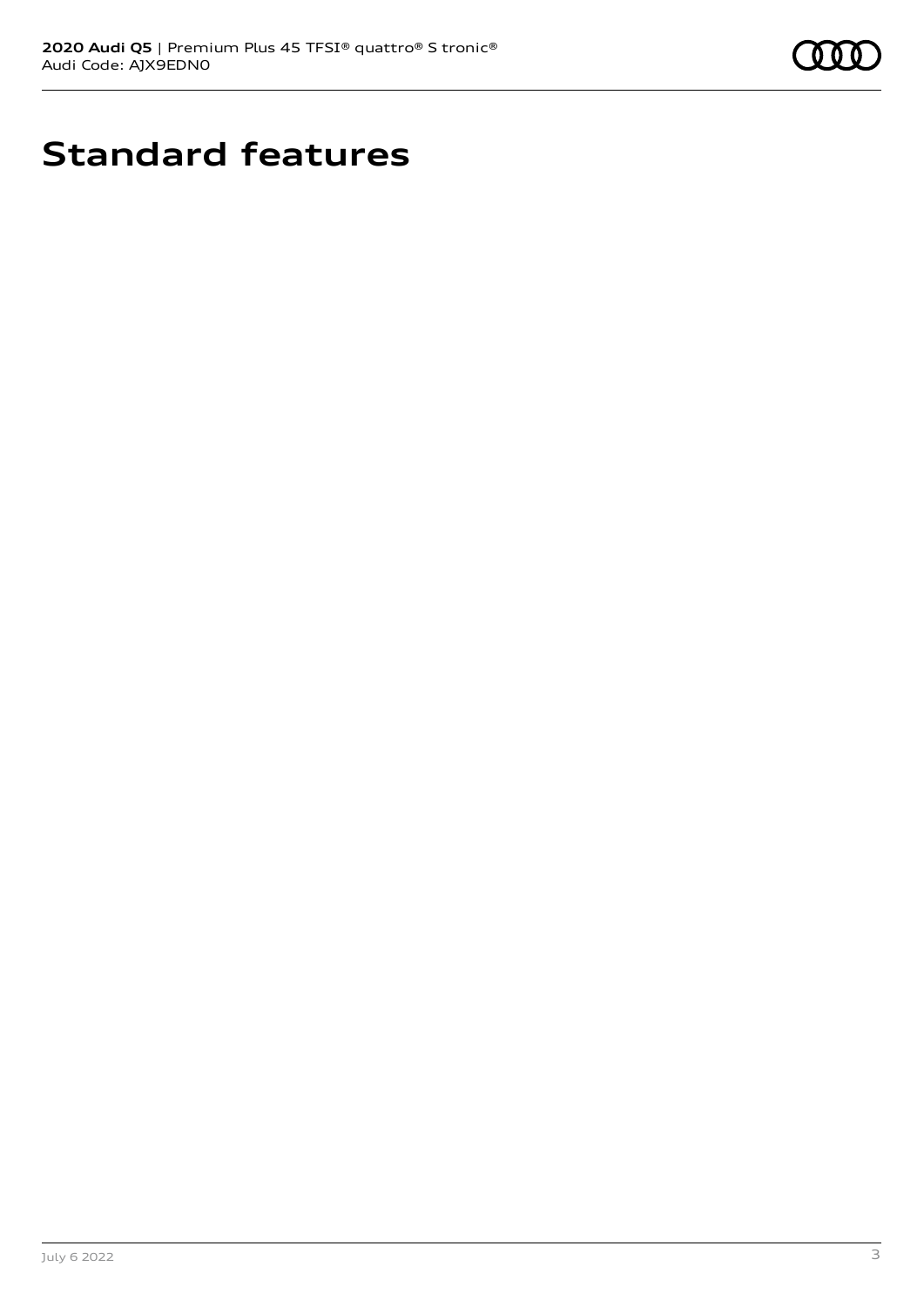# Standard features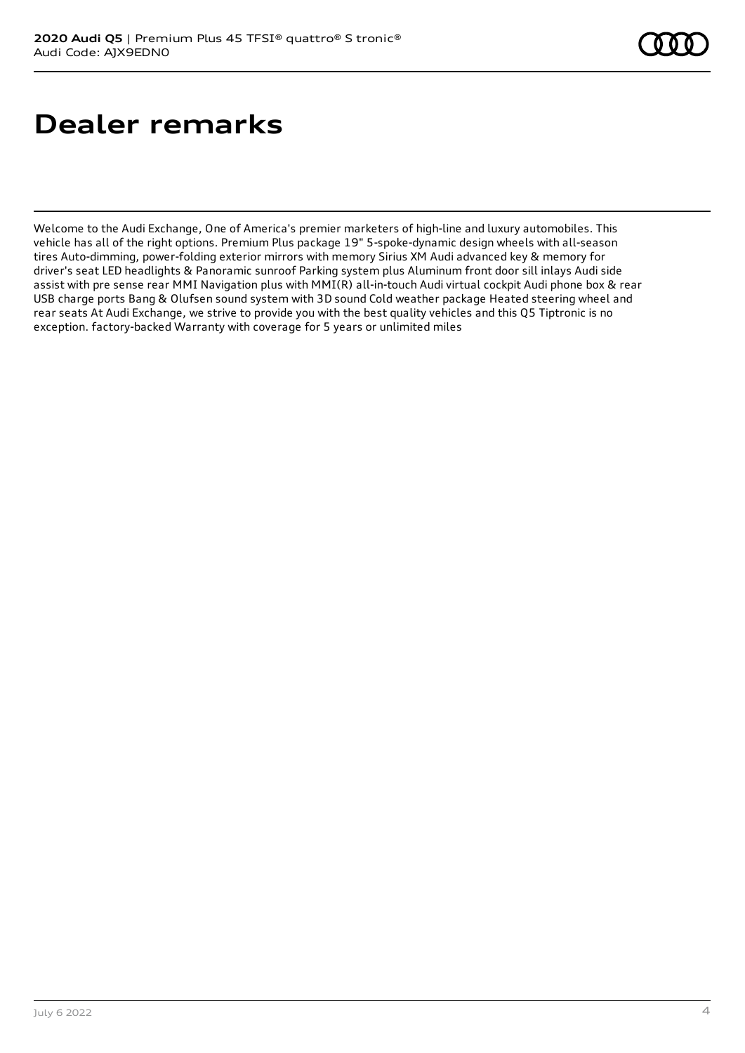# Dealer remarks

Welcome to the Audi Exchange, One of America's premier marketers of high-line and luxury automobiles. This vehicle has all of the right options. Premium Plus package 19" 5-spoke-dynamic design wheels with all-season tires Auto-dimming, power-folding exterior mirrors with memory Sirius XM Audi advanced key & memory for driver's seat LED headlights & Panoramic sunroof Parking system plus Aluminum front door sill inlays Audi side assist with pre sense rear MMI Navigation plus with MMI(R) all-in-touch Audi virtual cockpit Audi phone box & rear USB charge ports Bang & Olufsen sound system with 3D sound Cold weather package Heated steering wheel and rear seats At Audi Exchange, we strive to provide you with the best quality vehicles and this Q5 Tiptronic is no exception. factory-backed Warranty with coverage for 5 years or unlimited miles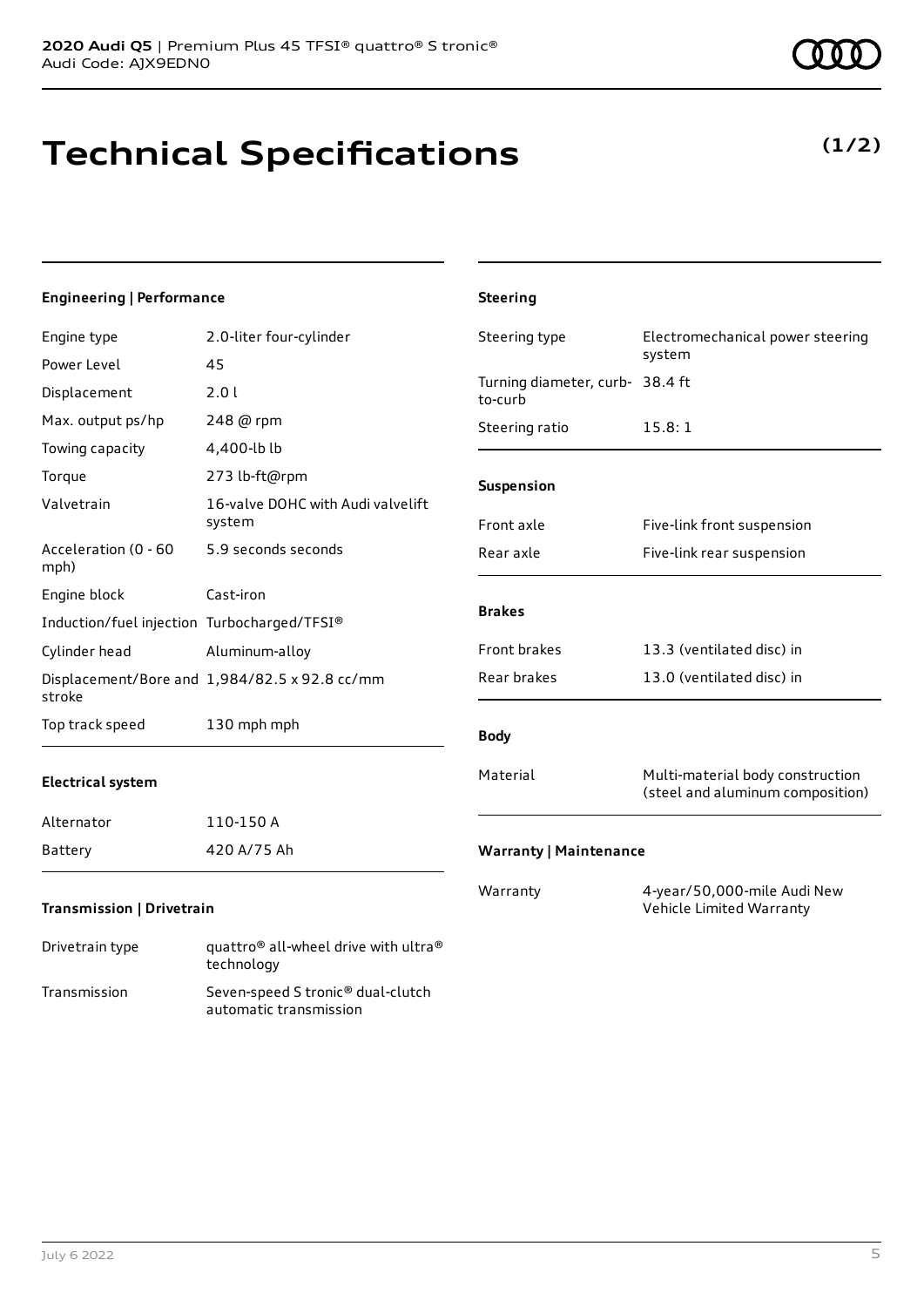**2020 Audi Q5** | Premium Plus 45 TFSI® quattro® S tronic®
Audi Code: AJX9EDN0

# Technical Specifications

**(1/2)**

### Engineering | Performance

| | |
|---|---|
| Engine type | 2.0-liter four-cylinder |
| Power Level | 45 |
| Displacement | 2.0 l |
| Max. output ps/hp | 248 @ rpm |
| Towing capacity | 4,400-lb lb |
| Torque | 273 lb-ft@rpm |
| Valvetrain | 16-valve DOHC with Audi valvelift system |
| Acceleration (0 - 60 mph) | 5.9 seconds seconds |
| Engine block | Cast-iron |
| Induction/fuel injection | Turbocharged/TFSI® |
| Cylinder head | Aluminum-alloy |
| Displacement/Bore and stroke | 1,984/82.5 x 92.8 cc/mm |
| Top track speed | 130 mph mph |

### Electrical system

| | |
|---|---|
| Alternator | 110-150 A |
| Battery | 420 A/75 Ah |

### Transmission | Drivetrain

| | |
|---|---|
| Drivetrain type | quattro® all-wheel drive with ultra® technology |
| Transmission | Seven-speed S tronic® dual-clutch automatic transmission |

### Steering

| | |
|---|---|
| Steering type | Electromechanical power steering system |
| Turning diameter, curb-to-curb | 38.4 ft |
| Steering ratio | 15.8: 1 |

### Suspension

| | |
|---|---|
| Front axle | Five-link front suspension |
| Rear axle | Five-link rear suspension |

### Brakes

| | |
|---|---|
| Front brakes | 13.3 (ventilated disc) in |
| Rear brakes | 13.0 (ventilated disc) in |

### Body

| | |
|---|---|
| Material | Multi-material body construction (steel and aluminum composition) |

### Warranty | Maintenance

| | |
|---|---|
| Warranty | 4-year/50,000-mile Audi New Vehicle Limited Warranty |

July 6 2022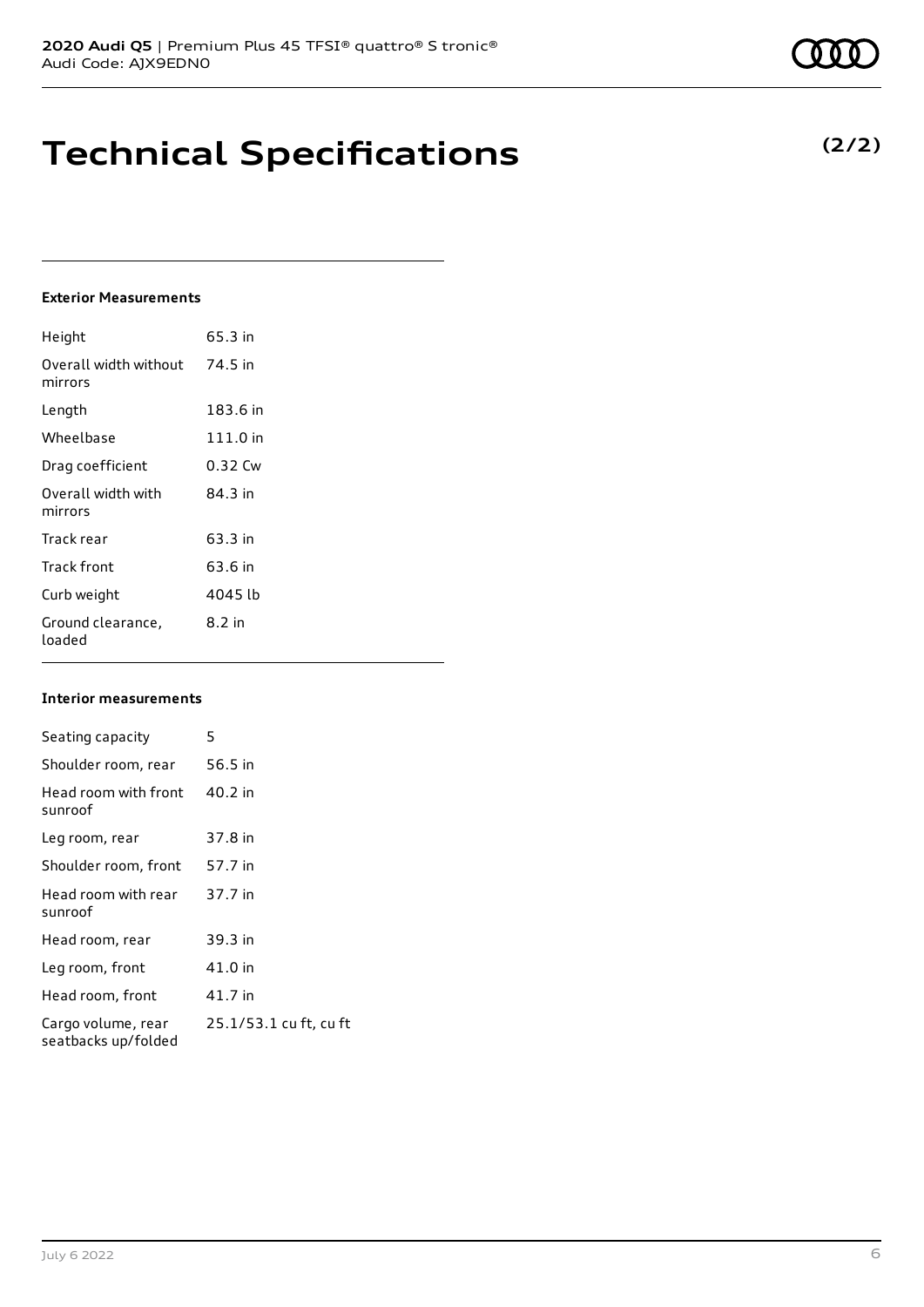# Technical Specifications

**(2/2)**

### Exterior Measurements

| | |
|---|---|
| Height | 65.3 in |
| Overall width without mirrors | 74.5 in |
| Length | 183.6 in |
| Wheelbase | 111.0 in |
| Drag coefficient | 0.32 Cw |
| Overall width with mirrors | 84.3 in |
| Track rear | 63.3 in |
| Track front | 63.6 in |
| Curb weight | 4045 lb |
| Ground clearance, loaded | 8.2 in |

### Interior measurements

| | |
|---|---|
| Seating capacity | 5 |
| Shoulder room, rear | 56.5 in |
| Head room with front sunroof | 40.2 in |
| Leg room, rear | 37.8 in |
| Shoulder room, front | 57.7 in |
| Head room with rear sunroof | 37.7 in |
| Head room, rear | 39.3 in |
| Leg room, front | 41.0 in |
| Head room, front | 41.7 in |
| Cargo volume, rear seatbacks up/folded | 25.1/53.1 cu ft, cu ft |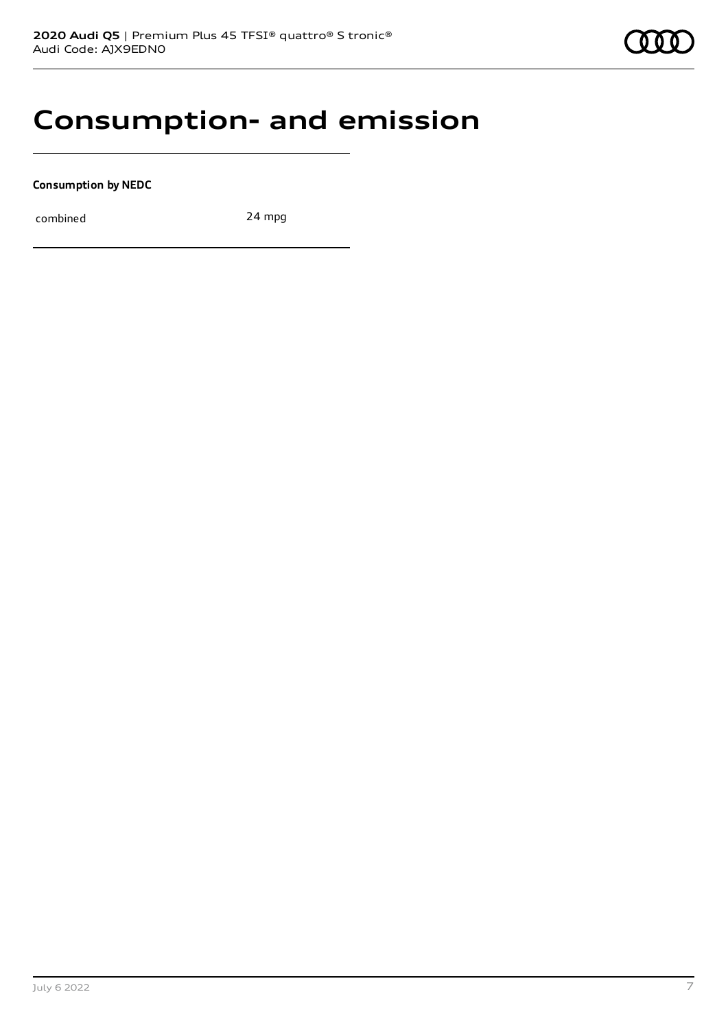# Consumption- and emission

**Consumption by NEDC**

| combined | 24 mpg |
| --- | --- |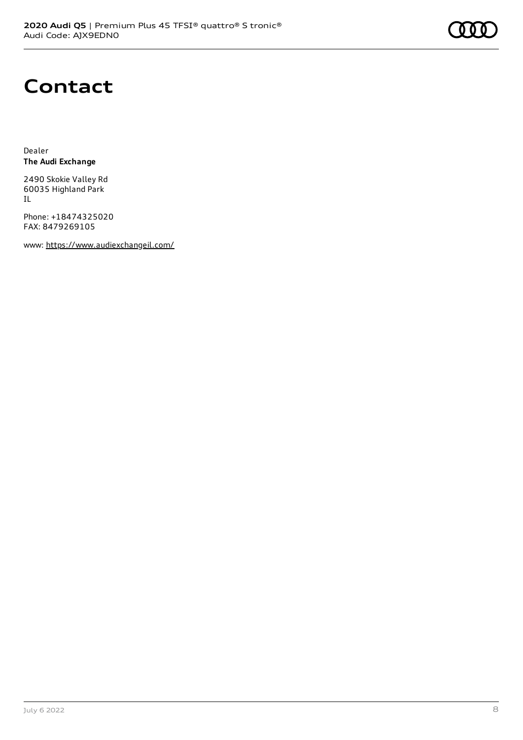# Contact

Dealer
**The Audi Exchange**

2490 Skokie Valley Rd
60035 Highland Park
IL

Phone: +18474325020
FAX: 8479269105

www: https://www.audiexchangeil.com/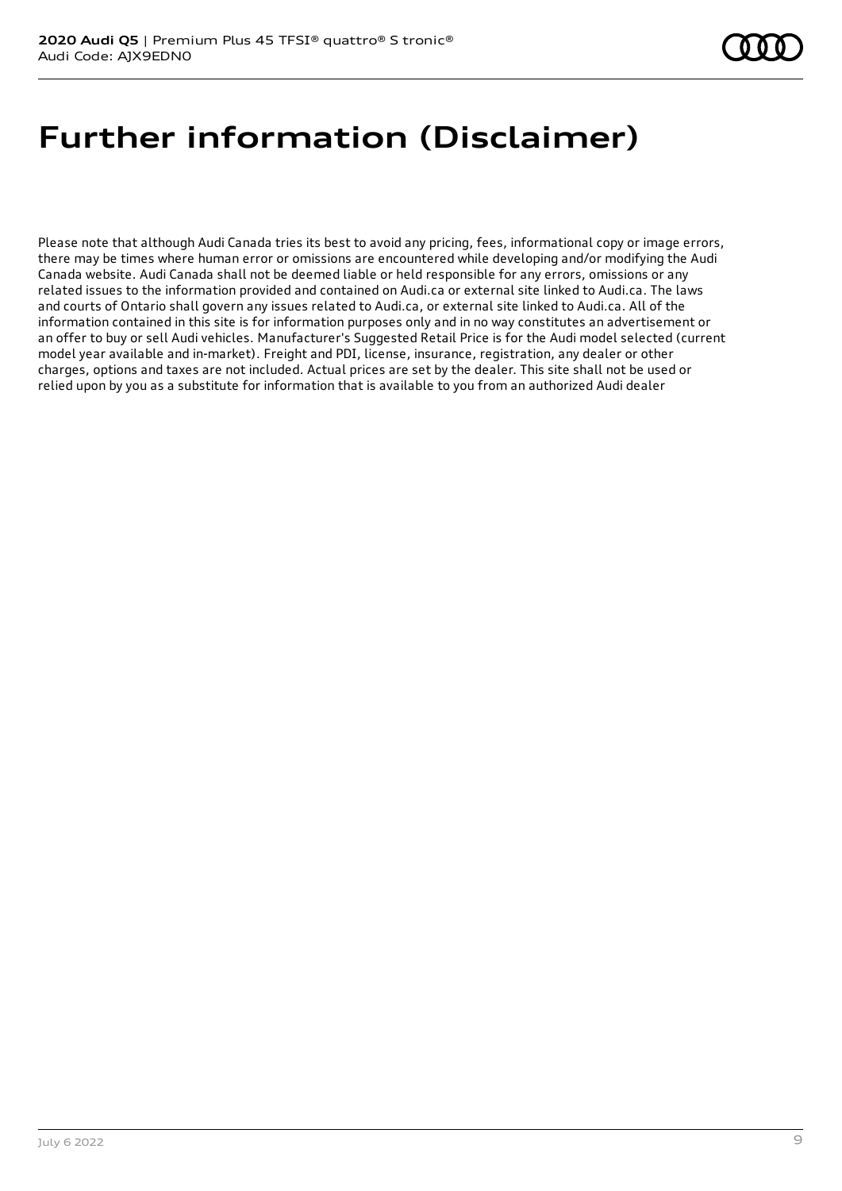# Further information (Disclaimer)

Please note that although Audi Canada tries its best to avoid any pricing, fees, informational copy or image errors, there may be times where human error or omissions are encountered while developing and/or modifying the Audi Canada website. Audi Canada shall not be deemed liable or held responsible for any errors, omissions or any related issues to the information provided and contained on Audi.ca or external site linked to Audi.ca. The laws and courts of Ontario shall govern any issues related to Audi.ca, or external site linked to Audi.ca. All of the information contained in this site is for information purposes only and in no way constitutes an advertisement or an offer to buy or sell Audi vehicles. Manufacturer's Suggested Retail Price is for the Audi model selected (current model year available and in-market). Freight and PDI, license, insurance, registration, any dealer or other charges, options and taxes are not included. Actual prices are set by the dealer. This site shall not be used or relied upon by you as a substitute for information that is available to you from an authorized Audi dealer